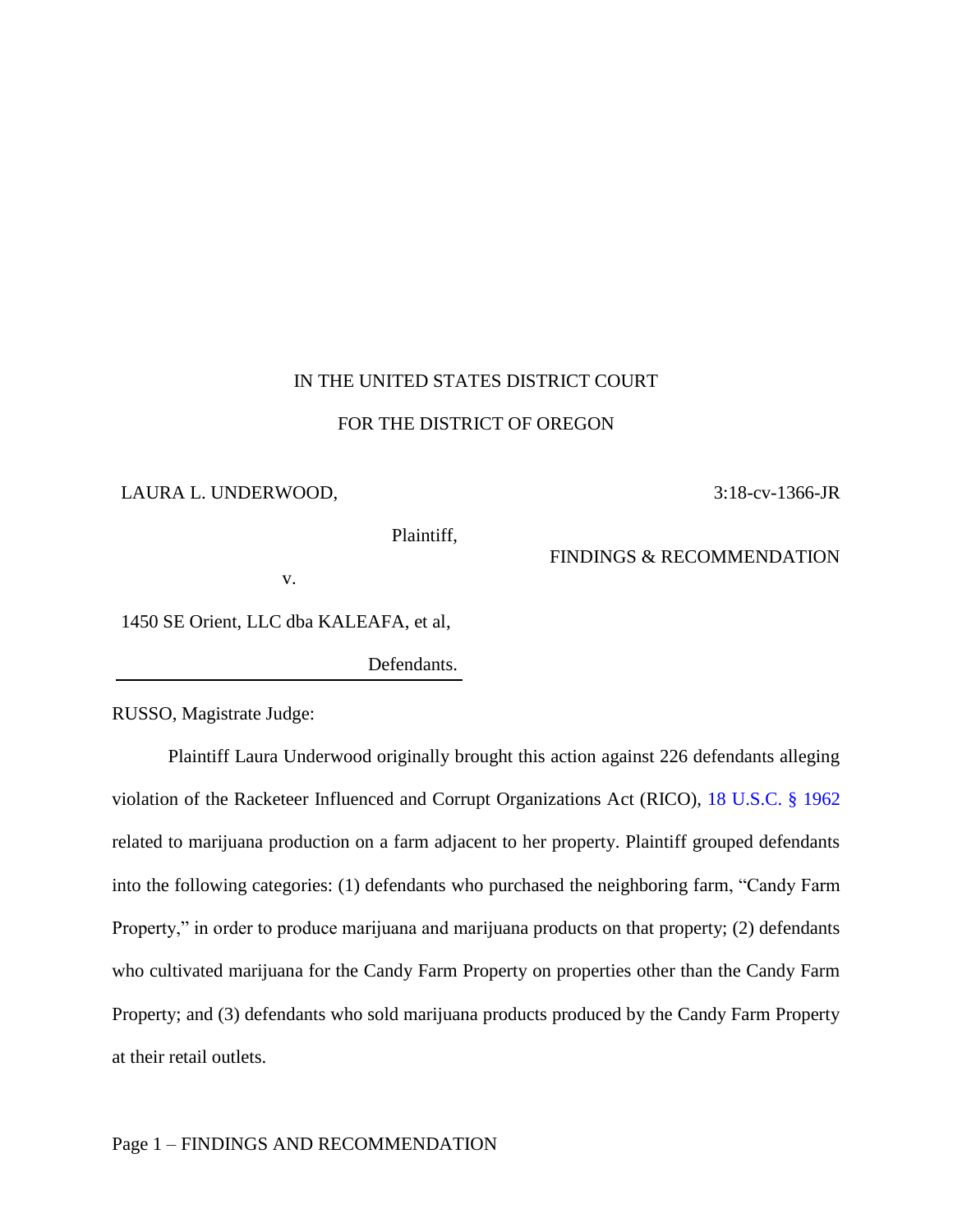IN THE UNITED STATES DISTRICT COURT

FOR THE DISTRICT OF OREGON

LAURA L. UNDERWOOD, 3:18-cv-1366-JR

Plaintiff,

FINDINGS & RECOMMENDATION

v.

1450 SE Orient, LLC dba KALEAFA, et al,

Defendants.

RUSSO, Magistrate Judge:

Plaintiff Laura Underwood originally brought this action against 226 defendants alleging violation of the Racketeer Influenced and Corrupt Organizations Act (RICO), 18 U.S.C. § 1962 related to marijuana production on a farm adjacent to her property. Plaintiff grouped defendants into the following categories: (1) defendants who purchased the neighboring farm, "Candy Farm Property," in order to produce marijuana and marijuana products on that property; (2) defendants who cultivated marijuana for the Candy Farm Property on properties other than the Candy Farm Property; and (3) defendants who sold marijuana products produced by the Candy Farm Property at their retail outlets.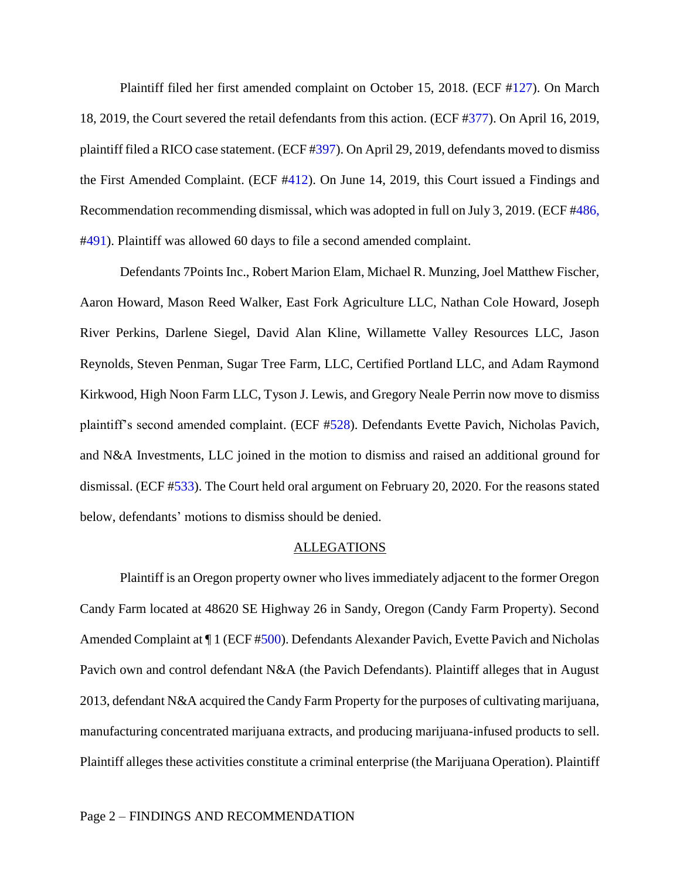Plaintiff filed her first amended complaint on October 15, 2018. (ECF #127). On March 18, 2019, the Court severed the retail defendants from this action. (ECF #377). On April 16, 2019, plaintiff filed a RICO case statement. (ECF #397). On April 29, 2019, defendants moved to dismiss the First Amended Complaint. (ECF #412). On June 14, 2019, this Court issued a Findings and Recommendation recommending dismissal, which was adopted in full on July 3, 2019. (ECF #486, #491). Plaintiff was allowed 60 days to file a second amended complaint.

Defendants 7Points Inc., Robert Marion Elam, Michael R. Munzing, Joel Matthew Fischer, Aaron Howard, Mason Reed Walker, East Fork Agriculture LLC, Nathan Cole Howard, Joseph River Perkins, Darlene Siegel, David Alan Kline, Willamette Valley Resources LLC, Jason Reynolds, Steven Penman, Sugar Tree Farm, LLC, Certified Portland LLC, and Adam Raymond Kirkwood, High Noon Farm LLC, Tyson J. Lewis, and Gregory Neale Perrin now move to dismiss plaintiff's second amended complaint. (ECF #528). Defendants Evette Pavich, Nicholas Pavich, and N&A Investments, LLC joined in the motion to dismiss and raised an additional ground for dismissal. (ECF #533). The Court held oral argument on February 20, 2020. For the reasons stated below, defendants' motions to dismiss should be denied.

## ALLEGATIONS

Plaintiff is an Oregon property owner who lives immediately adjacent to the former Oregon Candy Farm located at 48620 SE Highway 26 in Sandy, Oregon (Candy Farm Property). Second Amended Complaint at ¶ 1 (ECF #500). Defendants Alexander Pavich, Evette Pavich and Nicholas Pavich own and control defendant N&A (the Pavich Defendants). Plaintiff alleges that in August 2013, defendant N&A acquired the Candy Farm Property for the purposes of cultivating marijuana, manufacturing concentrated marijuana extracts, and producing marijuana-infused products to sell. Plaintiff alleges these activities constitute a criminal enterprise (the Marijuana Operation). Plaintiff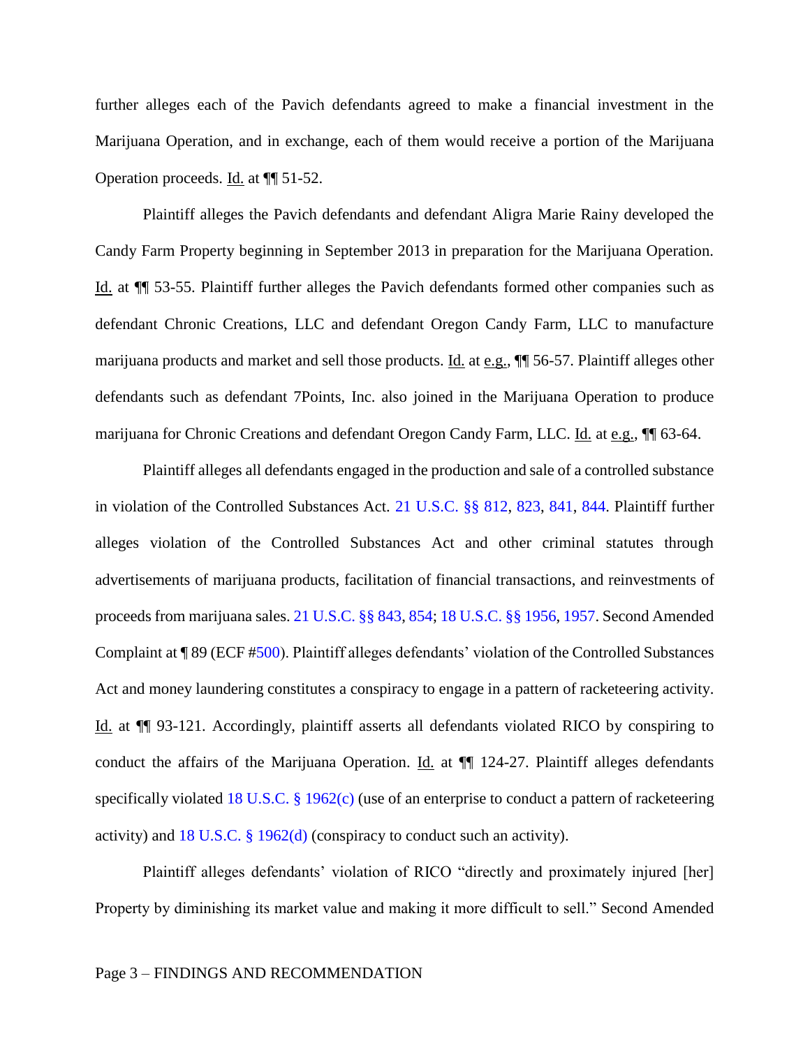further alleges each of the Pavich defendants agreed to make a financial investment in the Marijuana Operation, and in exchange, each of them would receive a portion of the Marijuana Operation proceeds. Id. at ¶¶ 51-52.

Plaintiff alleges the Pavich defendants and defendant Aligra Marie Rainy developed the Candy Farm Property beginning in September 2013 in preparation for the Marijuana Operation. Id. at ¶¶ 53-55. Plaintiff further alleges the Pavich defendants formed other companies such as defendant Chronic Creations, LLC and defendant Oregon Candy Farm, LLC to manufacture marijuana products and market and sell those products. Id. at e.g., ¶¶ 56-57. Plaintiff alleges other defendants such as defendant 7Points, Inc. also joined in the Marijuana Operation to produce marijuana for Chronic Creations and defendant Oregon Candy Farm, LLC. Id. at e.g., ¶¶ 63-64.

Plaintiff alleges all defendants engaged in the production and sale of a controlled substance in violation of the Controlled Substances Act. 21 U.S.C. §§ 812, 823, 841, 844. Plaintiff further alleges violation of the Controlled Substances Act and other criminal statutes through advertisements of marijuana products, facilitation of financial transactions, and reinvestments of proceeds from marijuana sales. 21 U.S.C. §§ 843, 854; 18 U.S.C. §§ 1956, 1957. Second Amended Complaint at ¶ 89 (ECF #500). Plaintiff alleges defendants' violation of the Controlled Substances Act and money laundering constitutes a conspiracy to engage in a pattern of racketeering activity. Id. at ¶¶ 93-121. Accordingly, plaintiff asserts all defendants violated RICO by conspiring to conduct the affairs of the Marijuana Operation. Id. at ¶¶ 124-27. Plaintiff alleges defendants specifically violated 18 U.S.C. § 1962(c) (use of an enterprise to conduct a pattern of racketeering activity) and 18 U.S.C. § 1962(d) (conspiracy to conduct such an activity).

Plaintiff alleges defendants' violation of RICO "directly and proximately injured [her] Property by diminishing its market value and making it more difficult to sell." Second Amended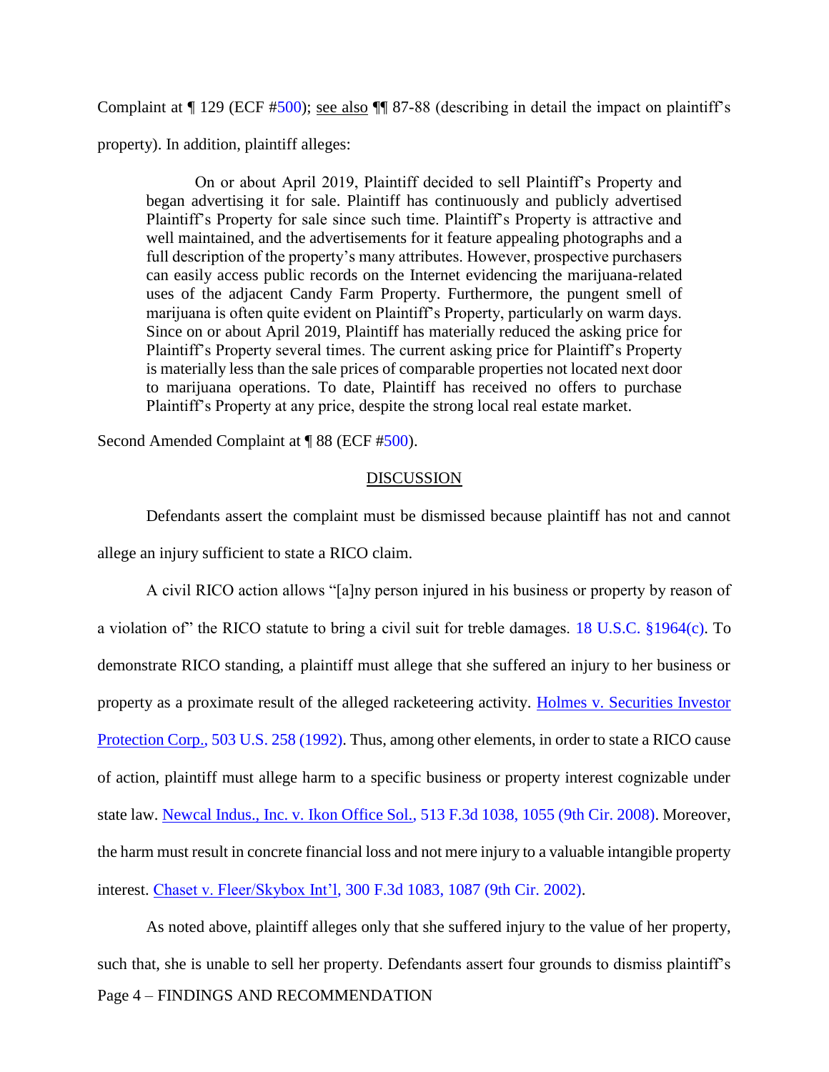Complaint at ¶ 129 (ECF #500); see also ¶¶ 87-88 (describing in detail the impact on plaintiff's property). In addition, plaintiff alleges:

> On or about April 2019, Plaintiff decided to sell Plaintiff's Property and began advertising it for sale. Plaintiff has continuously and publicly advertised Plaintiff's Property for sale since such time. Plaintiff's Property is attractive and well maintained, and the advertisements for it feature appealing photographs and a full description of the property's many attributes. However, prospective purchasers can easily access public records on the Internet evidencing the marijuana-related uses of the adjacent Candy Farm Property. Furthermore, the pungent smell of marijuana is often quite evident on Plaintiff's Property, particularly on warm days. Since on or about April 2019, Plaintiff has materially reduced the asking price for Plaintiff's Property several times. The current asking price for Plaintiff's Property is materially less than the sale prices of comparable properties not located next door to marijuana operations. To date, Plaintiff has received no offers to purchase Plaintiff's Property at any price, despite the strong local real estate market.

Second Amended Complaint at ¶ 88 (ECF #500).

## DISCUSSION

Defendants assert the complaint must be dismissed because plaintiff has not and cannot allege an injury sufficient to state a RICO claim.

A civil RICO action allows "[a]ny person injured in his business or property by reason of a violation of" the RICO statute to bring a civil suit for treble damages. 18 U.S.C. §1964(c). To demonstrate RICO standing, a plaintiff must allege that she suffered an injury to her business or property as a proximate result of the alleged racketeering activity. Holmes v. Securities Investor Protection Corp., 503 U.S. 258 (1992). Thus, among other elements, in order to state a RICO cause of action, plaintiff must allege harm to a specific business or property interest cognizable under state law. Newcal Indus., Inc. v. Ikon Office Sol., 513 F.3d 1038, 1055 (9th Cir. 2008). Moreover, the harm must result in concrete financial loss and not mere injury to a valuable intangible property interest. Chaset v. Fleer/Skybox Int'l, 300 F.3d 1083, 1087 (9th Cir. 2002).

As noted above, plaintiff alleges only that she suffered injury to the value of her property, such that, she is unable to sell her property. Defendants assert four grounds to dismiss plaintiff's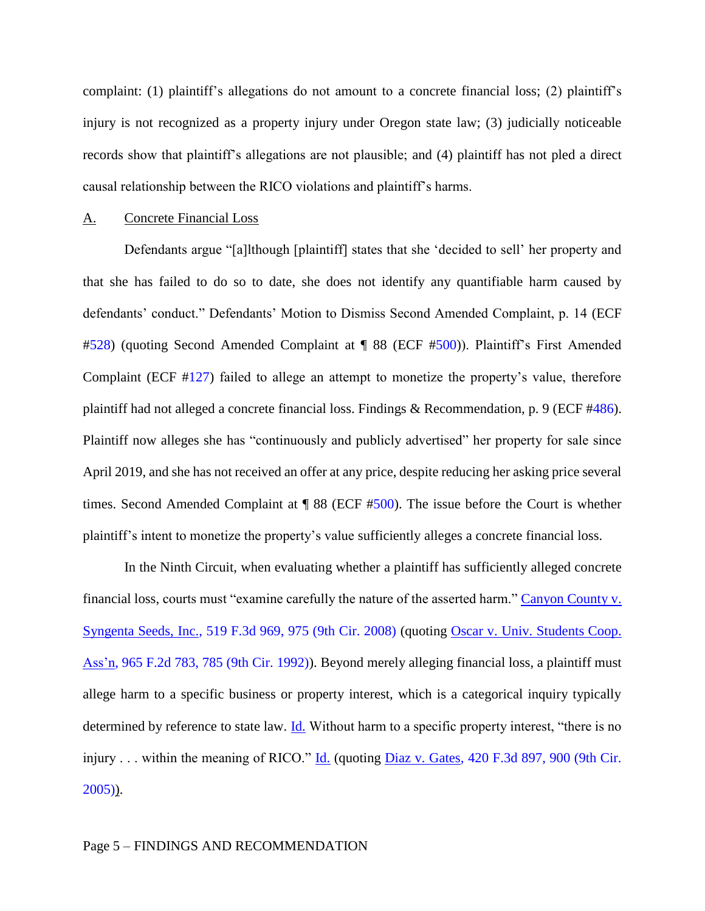complaint: (1) plaintiff's allegations do not amount to a concrete financial loss; (2) plaintiff's injury is not recognized as a property injury under Oregon state law; (3) judicially noticeable records show that plaintiff's allegations are not plausible; and (4) plaintiff has not pled a direct causal relationship between the RICO violations and plaintiff's harms.

A. <u>Concrete Financial Loss</u>

Defendants argue "[a]lthough [plaintiff] states that she 'decided to sell' her property and that she has failed to do so to date, she does not identify any quantifiable harm caused by defendants' conduct." Defendants' Motion to Dismiss Second Amended Complaint, p. 14 (ECF #528) (quoting Second Amended Complaint at ¶ 88 (ECF #500)). Plaintiff's First Amended Complaint (ECF #127) failed to allege an attempt to monetize the property's value, therefore plaintiff had not alleged a concrete financial loss. Findings & Recommendation, p. 9 (ECF #486). Plaintiff now alleges she has "continuously and publicly advertised" her property for sale since April 2019, and she has not received an offer at any price, despite reducing her asking price several times. Second Amended Complaint at ¶ 88 (ECF #500). The issue before the Court is whether plaintiff's intent to monetize the property's value sufficiently alleges a concrete financial loss.

In the Ninth Circuit, when evaluating whether a plaintiff has sufficiently alleged concrete financial loss, courts must "examine carefully the nature of the asserted harm." Canyon County v. Syngenta Seeds, Inc., 519 F.3d 969, 975 (9th Cir. 2008) (quoting Oscar v. Univ. Students Coop. Ass'n, 965 F.2d 783, 785 (9th Cir. 1992)). Beyond merely alleging financial loss, a plaintiff must allege harm to a specific business or property interest, which is a categorical inquiry typically determined by reference to state law. Id. Without harm to a specific property interest, "there is no injury . . . within the meaning of RICO." Id. (quoting Diaz v. Gates, 420 F.3d 897, 900 (9th Cir. 2005)).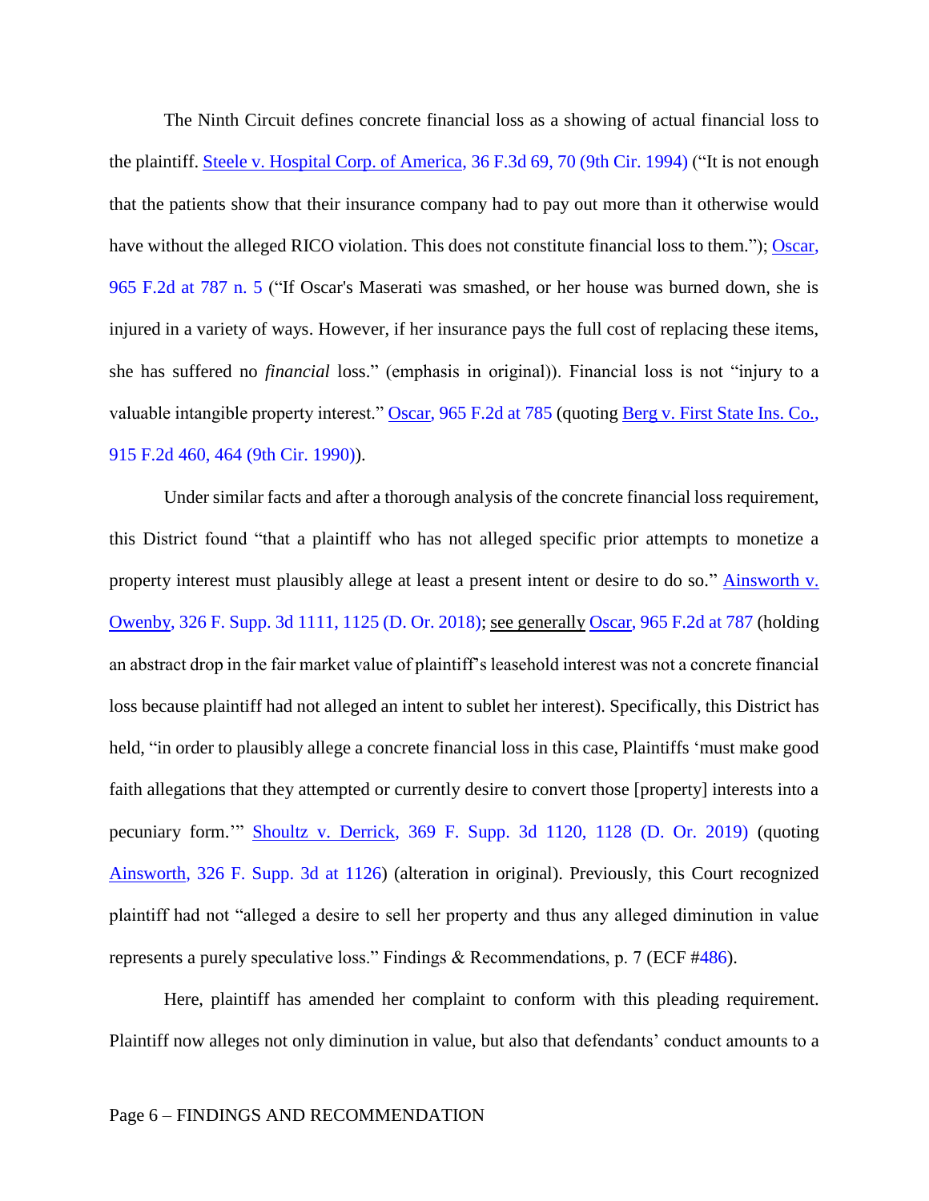The Ninth Circuit defines concrete financial loss as a showing of actual financial loss to the plaintiff. Steele v. Hospital Corp. of America, 36 F.3d 69, 70 (9th Cir. 1994) ("It is not enough that the patients show that their insurance company had to pay out more than it otherwise would have without the alleged RICO violation. This does not constitute financial loss to them."); Oscar, 965 F.2d at 787 n. 5 ("If Oscar's Maserati was smashed, or her house was burned down, she is injured in a variety of ways. However, if her insurance pays the full cost of replacing these items, she has suffered no *financial* loss." (emphasis in original)). Financial loss is not "injury to a valuable intangible property interest." Oscar, 965 F.2d at 785 (quoting Berg v. First State Ins. Co., 915 F.2d 460, 464 (9th Cir. 1990)).

Under similar facts and after a thorough analysis of the concrete financial loss requirement, this District found "that a plaintiff who has not alleged specific prior attempts to monetize a property interest must plausibly allege at least a present intent or desire to do so." Ainsworth v. Owenby, 326 F. Supp. 3d 1111, 1125 (D. Or. 2018); see generally Oscar, 965 F.2d at 787 (holding an abstract drop in the fair market value of plaintiff's leasehold interest was not a concrete financial loss because plaintiff had not alleged an intent to sublet her interest). Specifically, this District has held, "in order to plausibly allege a concrete financial loss in this case, Plaintiffs 'must make good faith allegations that they attempted or currently desire to convert those [property] interests into a pecuniary form.'" Shoultz v. Derrick, 369 F. Supp. 3d 1120, 1128 (D. Or. 2019) (quoting Ainsworth, 326 F. Supp. 3d at 1126) (alteration in original). Previously, this Court recognized plaintiff had not "alleged a desire to sell her property and thus any alleged diminution in value represents a purely speculative loss." Findings & Recommendations, p. 7 (ECF #486).

Here, plaintiff has amended her complaint to conform with this pleading requirement. Plaintiff now alleges not only diminution in value, but also that defendants' conduct amounts to a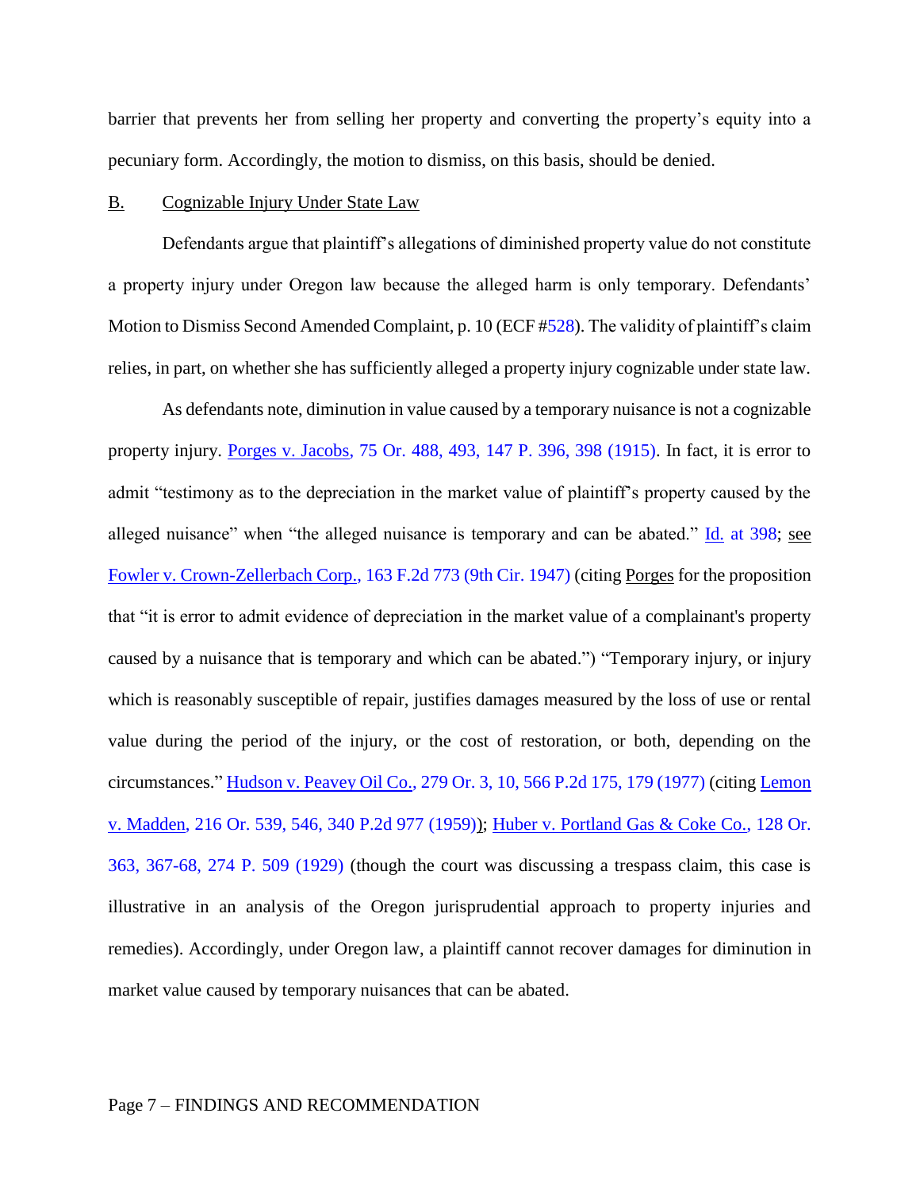barrier that prevents her from selling her property and converting the property's equity into a pecuniary form. Accordingly, the motion to dismiss, on this basis, should be denied.

## B. Cognizable Injury Under State Law

Defendants argue that plaintiff's allegations of diminished property value do not constitute a property injury under Oregon law because the alleged harm is only temporary. Defendants' Motion to Dismiss Second Amended Complaint, p. 10 (ECF #528). The validity of plaintiff's claim relies, in part, on whether she has sufficiently alleged a property injury cognizable under state law.

As defendants note, diminution in value caused by a temporary nuisance is not a cognizable property injury. Porges v. Jacobs, 75 Or. 488, 493, 147 P. 396, 398 (1915). In fact, it is error to admit "testimony as to the depreciation in the market value of plaintiff's property caused by the alleged nuisance" when "the alleged nuisance is temporary and can be abated." Id. at 398; see Fowler v. Crown-Zellerbach Corp., 163 F.2d 773 (9th Cir. 1947) (citing Porges for the proposition that "it is error to admit evidence of depreciation in the market value of a complainant's property caused by a nuisance that is temporary and which can be abated.") "Temporary injury, or injury which is reasonably susceptible of repair, justifies damages measured by the loss of use or rental value during the period of the injury, or the cost of restoration, or both, depending on the circumstances." Hudson v. Peavey Oil Co., 279 Or. 3, 10, 566 P.2d 175, 179 (1977) (citing Lemon v. Madden, 216 Or. 539, 546, 340 P.2d 977 (1959)); Huber v. Portland Gas & Coke Co., 128 Or. 363, 367-68, 274 P. 509 (1929) (though the court was discussing a trespass claim, this case is illustrative in an analysis of the Oregon jurisprudential approach to property injuries and remedies). Accordingly, under Oregon law, a plaintiff cannot recover damages for diminution in market value caused by temporary nuisances that can be abated.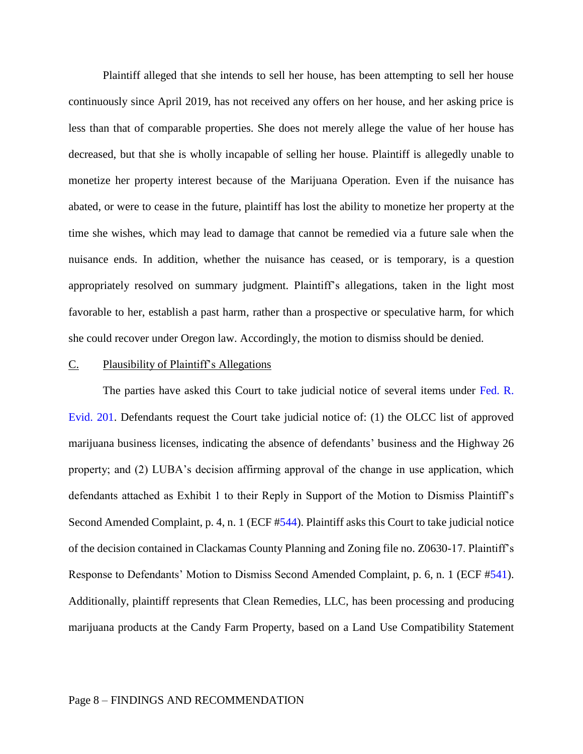Plaintiff alleged that she intends to sell her house, has been attempting to sell her house continuously since April 2019, has not received any offers on her house, and her asking price is less than that of comparable properties. She does not merely allege the value of her house has decreased, but that she is wholly incapable of selling her house. Plaintiff is allegedly unable to monetize her property interest because of the Marijuana Operation. Even if the nuisance has abated, or were to cease in the future, plaintiff has lost the ability to monetize her property at the time she wishes, which may lead to damage that cannot be remedied via a future sale when the nuisance ends. In addition, whether the nuisance has ceased, or is temporary, is a question appropriately resolved on summary judgment. Plaintiff's allegations, taken in the light most favorable to her, establish a past harm, rather than a prospective or speculative harm, for which she could recover under Oregon law. Accordingly, the motion to dismiss should be denied.

C. Plausibility of Plaintiff's Allegations

The parties have asked this Court to take judicial notice of several items under Fed. R. Evid. 201. Defendants request the Court take judicial notice of: (1) the OLCC list of approved marijuana business licenses, indicating the absence of defendants' business and the Highway 26 property; and (2) LUBA's decision affirming approval of the change in use application, which defendants attached as Exhibit 1 to their Reply in Support of the Motion to Dismiss Plaintiff's Second Amended Complaint, p. 4, n. 1 (ECF #544). Plaintiff asks this Court to take judicial notice of the decision contained in Clackamas County Planning and Zoning file no. Z0630-17. Plaintiff's Response to Defendants' Motion to Dismiss Second Amended Complaint, p. 6, n. 1 (ECF #541). Additionally, plaintiff represents that Clean Remedies, LLC, has been processing and producing marijuana products at the Candy Farm Property, based on a Land Use Compatibility Statement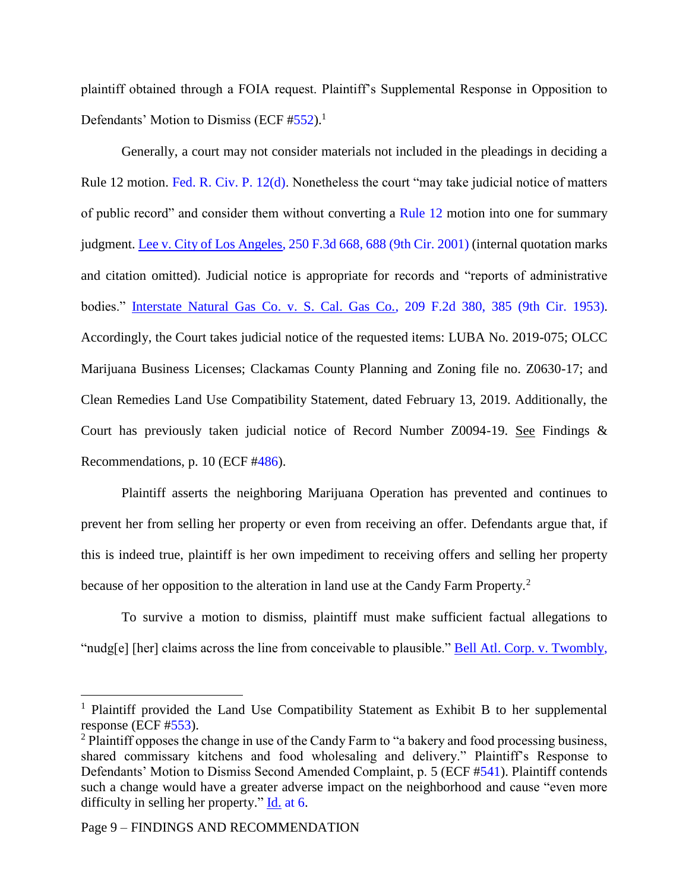plaintiff obtained through a FOIA request. Plaintiff's Supplemental Response in Opposition to Defendants' Motion to Dismiss (ECF #552).[1]

Generally, a court may not consider materials not included in the pleadings in deciding a Rule 12 motion. Fed. R. Civ. P. 12(d). Nonetheless the court "may take judicial notice of matters of public record" and consider them without converting a Rule 12 motion into one for summary judgment. Lee v. City of Los Angeles, 250 F.3d 668, 688 (9th Cir. 2001) (internal quotation marks and citation omitted). Judicial notice is appropriate for records and "reports of administrative bodies." Interstate Natural Gas Co. v. S. Cal. Gas Co., 209 F.2d 380, 385 (9th Cir. 1953). Accordingly, the Court takes judicial notice of the requested items: LUBA No. 2019-075; OLCC Marijuana Business Licenses; Clackamas County Planning and Zoning file no. Z0630-17; and Clean Remedies Land Use Compatibility Statement, dated February 13, 2019. Additionally, the Court has previously taken judicial notice of Record Number Z0094-19. See Findings & Recommendations, p. 10 (ECF #486).

Plaintiff asserts the neighboring Marijuana Operation has prevented and continues to prevent her from selling her property or even from receiving an offer. Defendants argue that, if this is indeed true, plaintiff is her own impediment to receiving offers and selling her property because of her opposition to the alteration in land use at the Candy Farm Property.[2]

To survive a motion to dismiss, plaintiff must make sufficient factual allegations to "nudg[e] [her] claims across the line from conceivable to plausible." Bell Atl. Corp. v. Twombly,

---

[1] Plaintiff provided the Land Use Compatibility Statement as Exhibit B to her supplemental response (ECF #553).

[2] Plaintiff opposes the change in use of the Candy Farm to "a bakery and food processing business, shared commissary kitchens and food wholesaling and delivery." Plaintiff's Response to Defendants' Motion to Dismiss Second Amended Complaint, p. 5 (ECF #541). Plaintiff contends such a change would have a greater adverse impact on the neighborhood and cause "even more difficulty in selling her property." Id. at 6.

Page 9 – FINDINGS AND RECOMMENDATION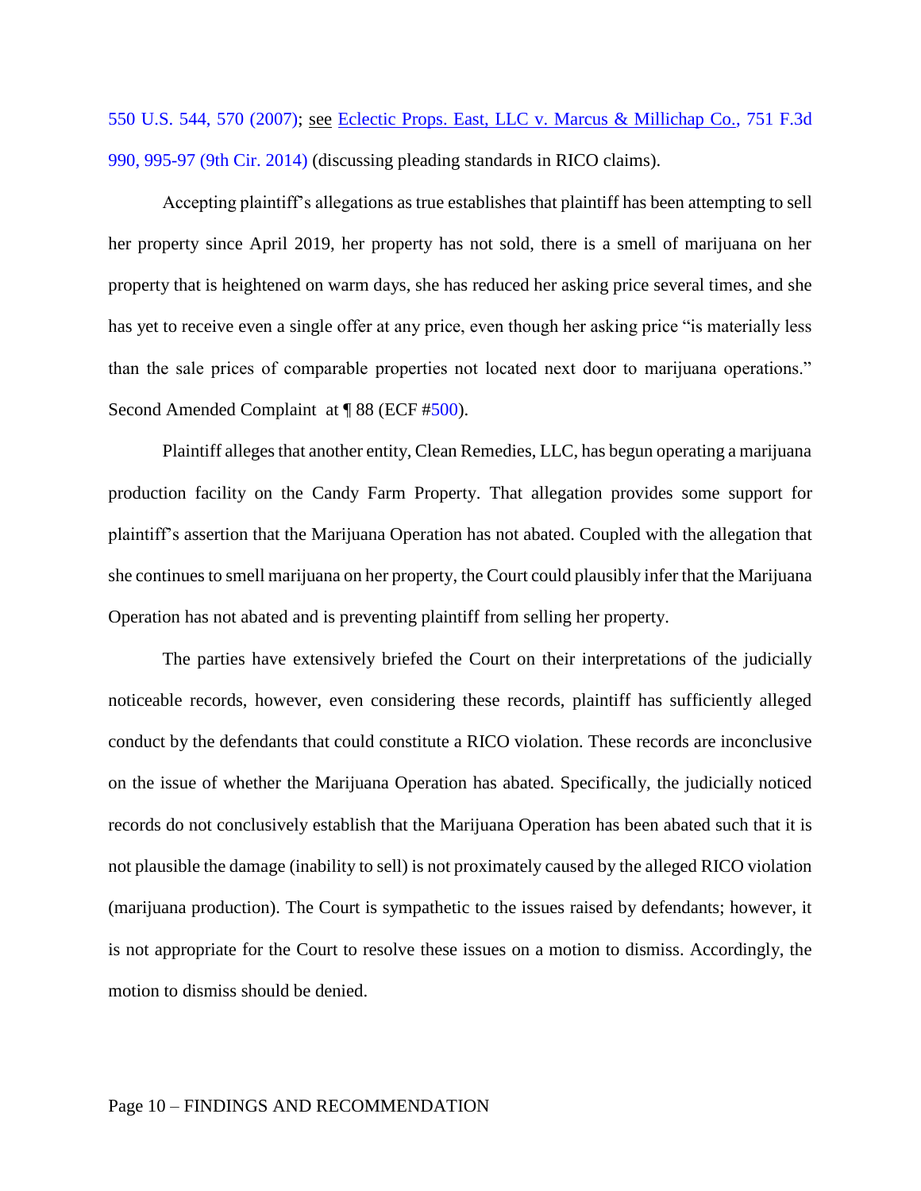550 U.S. 544, 570 (2007); see Eclectic Props. East, LLC v. Marcus & Millichap Co., 751 F.3d 990, 995-97 (9th Cir. 2014) (discussing pleading standards in RICO claims).

Accepting plaintiff's allegations as true establishes that plaintiff has been attempting to sell her property since April 2019, her property has not sold, there is a smell of marijuana on her property that is heightened on warm days, she has reduced her asking price several times, and she has yet to receive even a single offer at any price, even though her asking price "is materially less than the sale prices of comparable properties not located next door to marijuana operations." Second Amended Complaint at ¶ 88 (ECF #500).

Plaintiff alleges that another entity, Clean Remedies, LLC, has begun operating a marijuana production facility on the Candy Farm Property. That allegation provides some support for plaintiff's assertion that the Marijuana Operation has not abated. Coupled with the allegation that she continues to smell marijuana on her property, the Court could plausibly infer that the Marijuana Operation has not abated and is preventing plaintiff from selling her property.

The parties have extensively briefed the Court on their interpretations of the judicially noticeable records, however, even considering these records, plaintiff has sufficiently alleged conduct by the defendants that could constitute a RICO violation. These records are inconclusive on the issue of whether the Marijuana Operation has abated. Specifically, the judicially noticed records do not conclusively establish that the Marijuana Operation has been abated such that it is not plausible the damage (inability to sell) is not proximately caused by the alleged RICO violation (marijuana production). The Court is sympathetic to the issues raised by defendants; however, it is not appropriate for the Court to resolve these issues on a motion to dismiss. Accordingly, the motion to dismiss should be denied.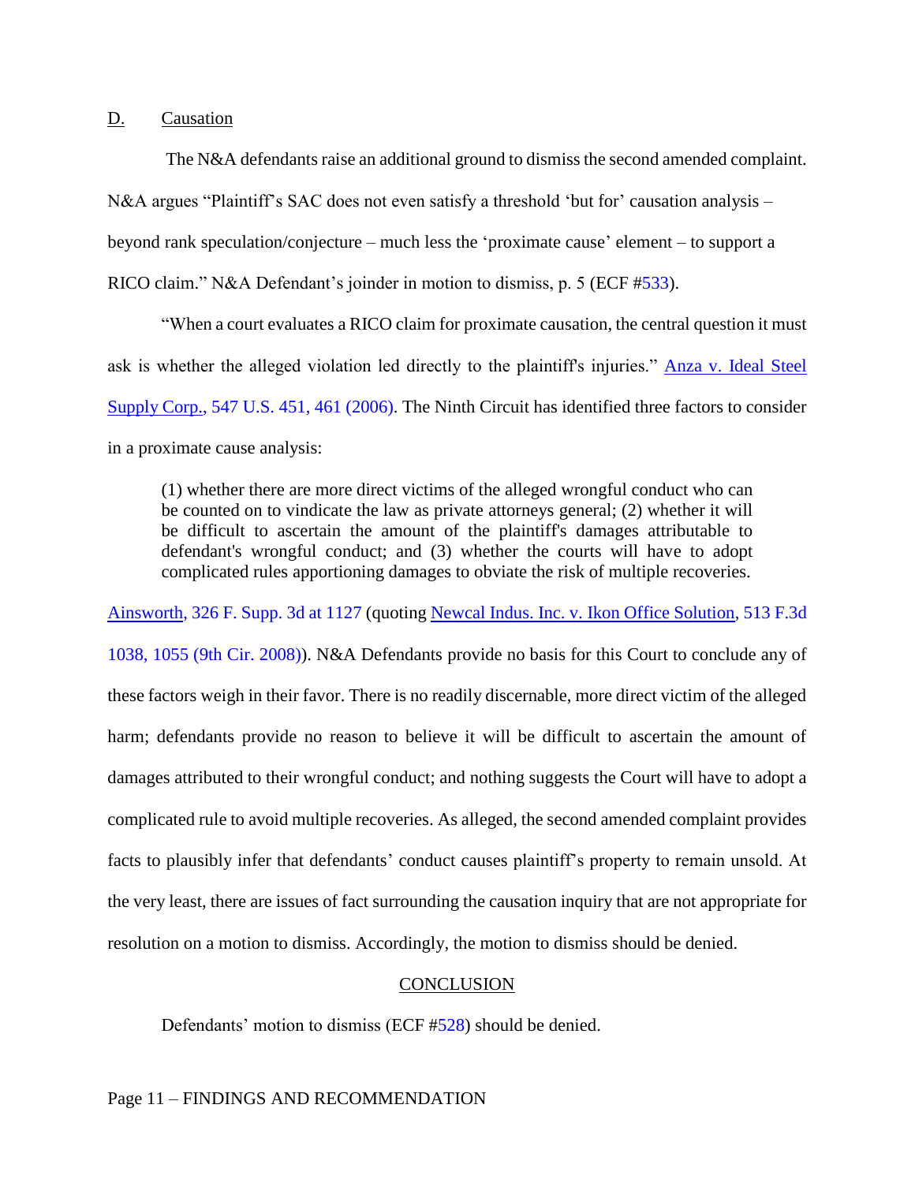D. Causation

The N&A defendants raise an additional ground to dismiss the second amended complaint. N&A argues "Plaintiff's SAC does not even satisfy a threshold 'but for' causation analysis – beyond rank speculation/conjecture – much less the 'proximate cause' element – to support a RICO claim." N&A Defendant's joinder in motion to dismiss, p. 5 (ECF #533).

"When a court evaluates a RICO claim for proximate causation, the central question it must ask is whether the alleged violation led directly to the plaintiff's injuries." Anza v. Ideal Steel Supply Corp., 547 U.S. 451, 461 (2006). The Ninth Circuit has identified three factors to consider in a proximate cause analysis:

> (1) whether there are more direct victims of the alleged wrongful conduct who can be counted on to vindicate the law as private attorneys general; (2) whether it will be difficult to ascertain the amount of the plaintiff's damages attributable to defendant's wrongful conduct; and (3) whether the courts will have to adopt complicated rules apportioning damages to obviate the risk of multiple recoveries.

Ainsworth, 326 F. Supp. 3d at 1127 (quoting Newcal Indus. Inc. v. Ikon Office Solution, 513 F.3d 1038, 1055 (9th Cir. 2008)). N&A Defendants provide no basis for this Court to conclude any of these factors weigh in their favor. There is no readily discernable, more direct victim of the alleged harm; defendants provide no reason to believe it will be difficult to ascertain the amount of damages attributed to their wrongful conduct; and nothing suggests the Court will have to adopt a complicated rule to avoid multiple recoveries. As alleged, the second amended complaint provides facts to plausibly infer that defendants' conduct causes plaintiff's property to remain unsold. At the very least, there are issues of fact surrounding the causation inquiry that are not appropriate for resolution on a motion to dismiss. Accordingly, the motion to dismiss should be denied.

## CONCLUSION

Defendants' motion to dismiss (ECF #528) should be denied.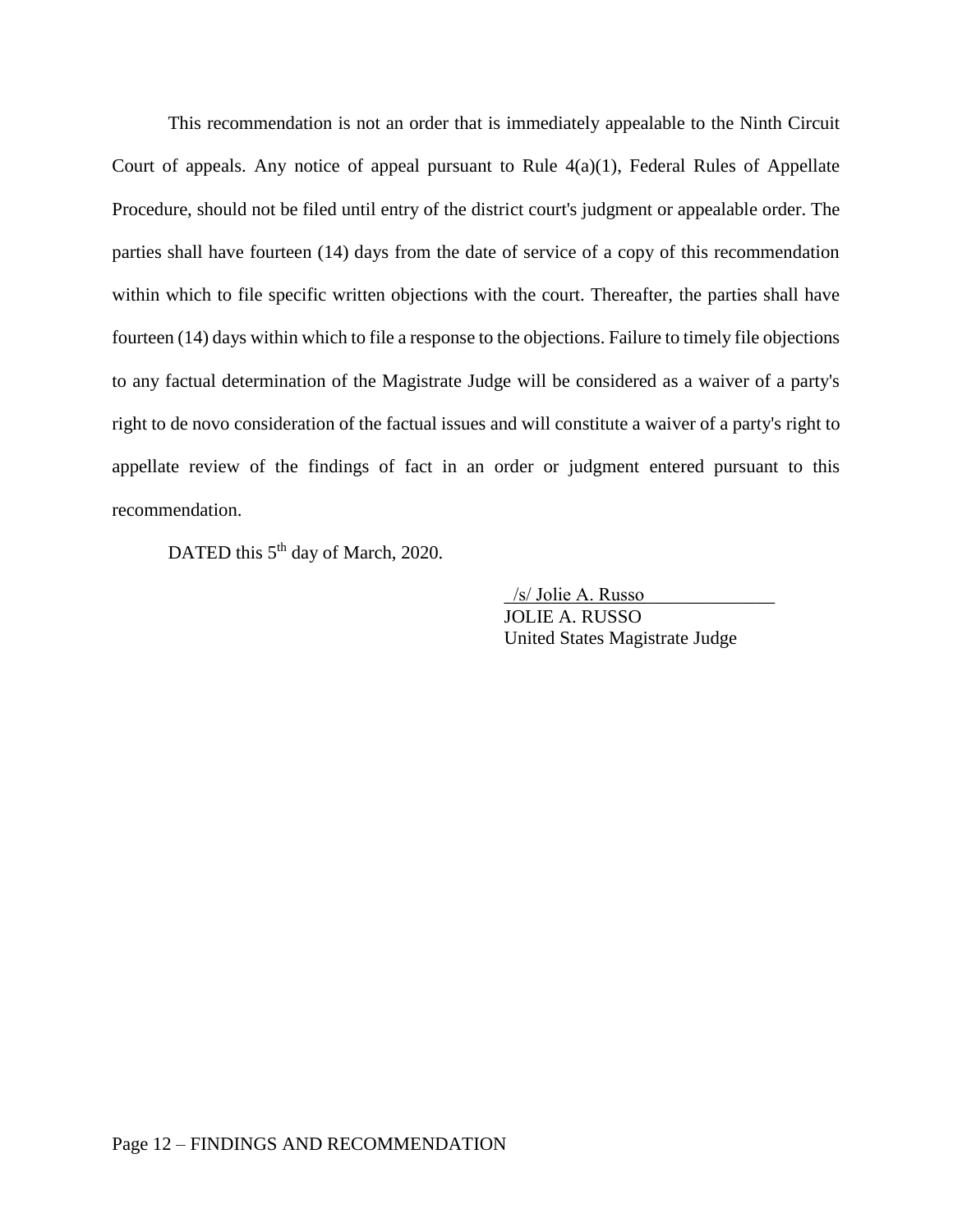This recommendation is not an order that is immediately appealable to the Ninth Circuit Court of appeals. Any notice of appeal pursuant to Rule 4(a)(1), Federal Rules of Appellate Procedure, should not be filed until entry of the district court's judgment or appealable order. The parties shall have fourteen (14) days from the date of service of a copy of this recommendation within which to file specific written objections with the court. Thereafter, the parties shall have fourteen (14) days within which to file a response to the objections. Failure to timely file objections to any factual determination of the Magistrate Judge will be considered as a waiver of a party's right to de novo consideration of the factual issues and will constitute a waiver of a party's right to appellate review of the findings of fact in an order or judgment entered pursuant to this recommendation.

DATED this 5th day of March, 2020.

/s/ Jolie A. Russo
JOLIE A. RUSSO
United States Magistrate Judge